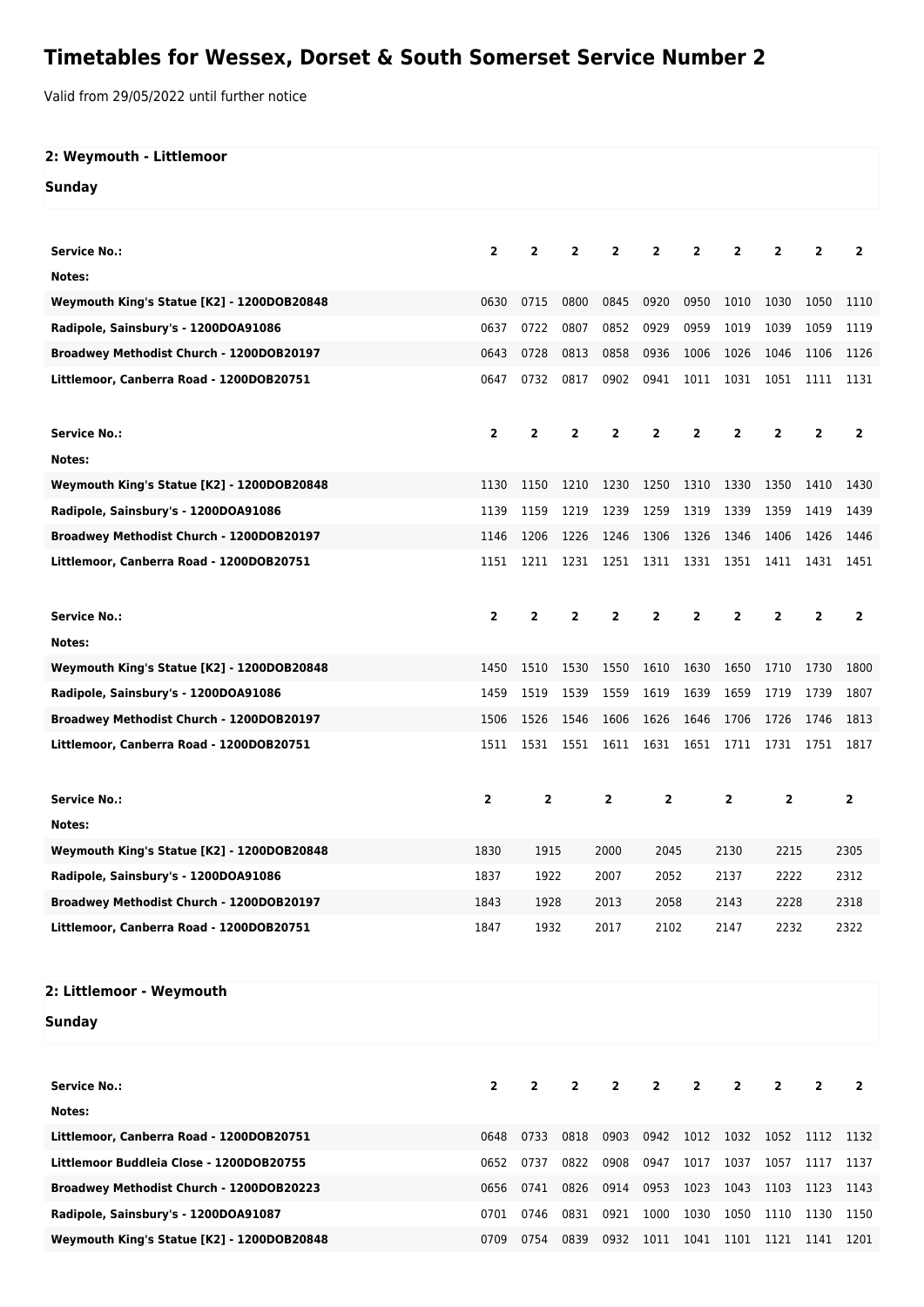# Timetables for Wessex, Dorset & South Somerset Service Number 2

Valid from 29/05/2022 until further notice

## 2: Weymouth - Littlemoor

### Sunday

| Service No.: | 2 | 2 | 2 | 2 | 2 | 2 | 2 | 2 | 2 | 2 |
|---|---|---|---|---|---|---|---|---|---|---|
| Notes: | | | | | | | | | | |
| Weymouth King's Statue [K2] - 1200DOB20848 | 0630 | 0715 | 0800 | 0845 | 0920 | 0950 | 1010 | 1030 | 1050 | 1110 |
| Radipole, Sainsbury's - 1200DOA91086 | 0637 | 0722 | 0807 | 0852 | 0929 | 0959 | 1019 | 1039 | 1059 | 1119 |
| Broadwey Methodist Church - 1200DOB20197 | 0643 | 0728 | 0813 | 0858 | 0936 | 1006 | 1026 | 1046 | 1106 | 1126 |
| Littlemoor, Canberra Road - 1200DOB20751 | 0647 | 0732 | 0817 | 0902 | 0941 | 1011 | 1031 | 1051 | 1111 | 1131 |

| Service No.: | 2 | 2 | 2 | 2 | 2 | 2 | 2 | 2 | 2 | 2 |
|---|---|---|---|---|---|---|---|---|---|---|
| Notes: | | | | | | | | | | |
| Weymouth King's Statue [K2] - 1200DOB20848 | 1130 | 1150 | 1210 | 1230 | 1250 | 1310 | 1330 | 1350 | 1410 | 1430 |
| Radipole, Sainsbury's - 1200DOA91086 | 1139 | 1159 | 1219 | 1239 | 1259 | 1319 | 1339 | 1359 | 1419 | 1439 |
| Broadwey Methodist Church - 1200DOB20197 | 1146 | 1206 | 1226 | 1246 | 1306 | 1326 | 1346 | 1406 | 1426 | 1446 |
| Littlemoor, Canberra Road - 1200DOB20751 | 1151 | 1211 | 1231 | 1251 | 1311 | 1331 | 1351 | 1411 | 1431 | 1451 |

| Service No.: | 2 | 2 | 2 | 2 | 2 | 2 | 2 | 2 | 2 | 2 |
|---|---|---|---|---|---|---|---|---|---|---|
| Notes: | | | | | | | | | | |
| Weymouth King's Statue [K2] - 1200DOB20848 | 1450 | 1510 | 1530 | 1550 | 1610 | 1630 | 1650 | 1710 | 1730 | 1800 |
| Radipole, Sainsbury's - 1200DOA91086 | 1459 | 1519 | 1539 | 1559 | 1619 | 1639 | 1659 | 1719 | 1739 | 1807 |
| Broadwey Methodist Church - 1200DOB20197 | 1506 | 1526 | 1546 | 1606 | 1626 | 1646 | 1706 | 1726 | 1746 | 1813 |
| Littlemoor, Canberra Road - 1200DOB20751 | 1511 | 1531 | 1551 | 1611 | 1631 | 1651 | 1711 | 1731 | 1751 | 1817 |

| Service No.: | 2 | 2 | 2 | 2 | 2 | 2 | 2 |
|---|---|---|---|---|---|---|---|
| Notes: | | | | | | | |
| Weymouth King's Statue [K2] - 1200DOB20848 | 1830 | 1915 | 2000 | 2045 | 2130 | 2215 | 2305 |
| Radipole, Sainsbury's - 1200DOA91086 | 1837 | 1922 | 2007 | 2052 | 2137 | 2222 | 2312 |
| Broadwey Methodist Church - 1200DOB20197 | 1843 | 1928 | 2013 | 2058 | 2143 | 2228 | 2318 |
| Littlemoor, Canberra Road - 1200DOB20751 | 1847 | 1932 | 2017 | 2102 | 2147 | 2232 | 2322 |

## 2: Littlemoor - Weymouth

### Sunday

| Service No.: | 2 | 2 | 2 | 2 | 2 | 2 | 2 | 2 | 2 | 2 |
|---|---|---|---|---|---|---|---|---|---|---|
| Notes: | | | | | | | | | | |
| Littlemoor, Canberra Road - 1200DOB20751 | 0648 | 0733 | 0818 | 0903 | 0942 | 1012 | 1032 | 1052 | 1112 | 1132 |
| Littlemoor Buddleia Close - 1200DOB20755 | 0652 | 0737 | 0822 | 0908 | 0947 | 1017 | 1037 | 1057 | 1117 | 1137 |
| Broadwey Methodist Church - 1200DOB20223 | 0656 | 0741 | 0826 | 0914 | 0953 | 1023 | 1043 | 1103 | 1123 | 1143 |
| Radipole, Sainsbury's - 1200DOA91087 | 0701 | 0746 | 0831 | 0921 | 1000 | 1030 | 1050 | 1110 | 1130 | 1150 |
| Weymouth King's Statue [K2] - 1200DOB20848 | 0709 | 0754 | 0839 | 0932 | 1011 | 1041 | 1101 | 1121 | 1141 | 1201 |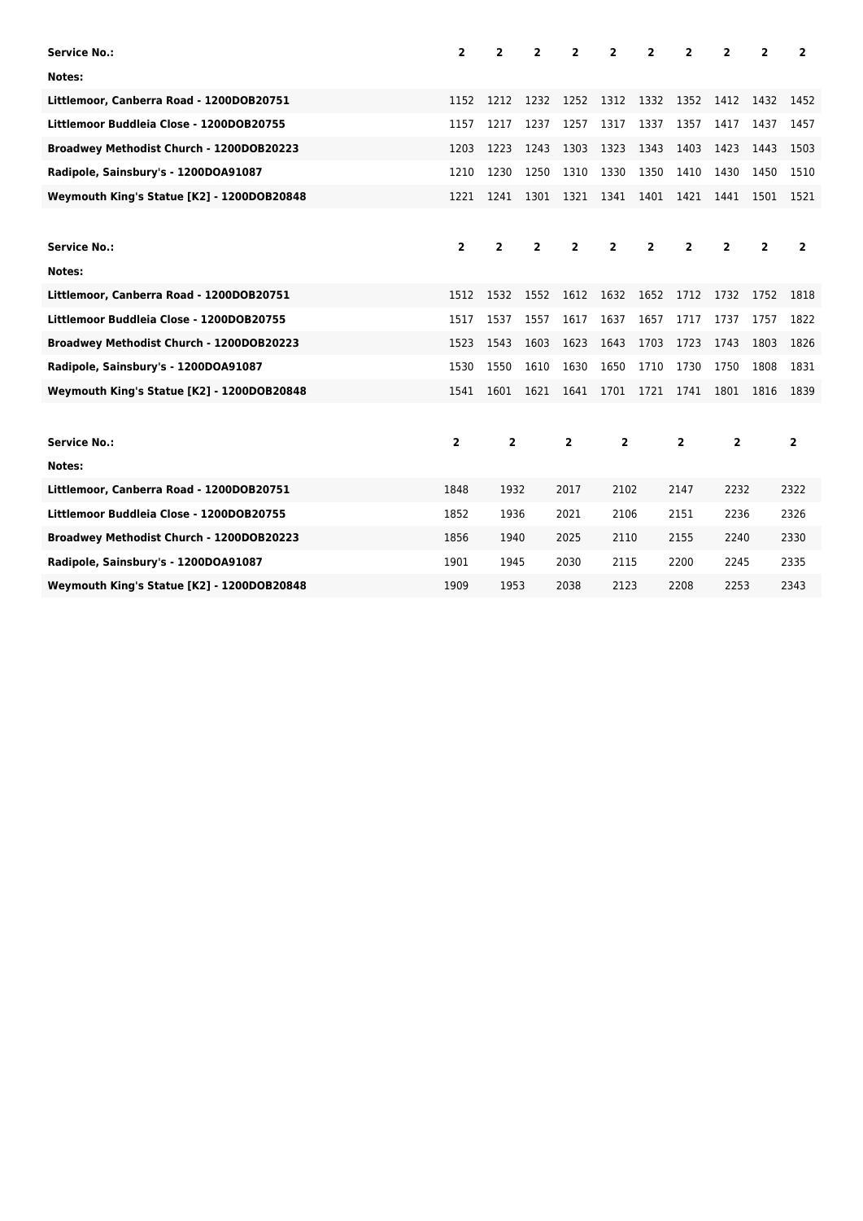| Service No.: | 2 | 2 | 2 | 2 | 2 | 2 | 2 | 2 | 2 | 2 |
|---|---|---|---|---|---|---|---|---|---|---|
| Notes: | | | | | | | | | | |
| Littlemoor, Canberra Road - 1200DOB20751 | 1152 | 1212 | 1232 | 1252 | 1312 | 1332 | 1352 | 1412 | 1432 | 1452 |
| Littlemoor Buddleia Close - 1200DOB20755 | 1157 | 1217 | 1237 | 1257 | 1317 | 1337 | 1357 | 1417 | 1437 | 1457 |
| Broadwey Methodist Church - 1200DOB20223 | 1203 | 1223 | 1243 | 1303 | 1323 | 1343 | 1403 | 1423 | 1443 | 1503 |
| Radipole, Sainsbury's - 1200DOA91087 | 1210 | 1230 | 1250 | 1310 | 1330 | 1350 | 1410 | 1430 | 1450 | 1510 |
| Weymouth King's Statue [K2] - 1200DOB20848 | 1221 | 1241 | 1301 | 1321 | 1341 | 1401 | 1421 | 1441 | 1501 | 1521 |

| Service No.: | 2 | 2 | 2 | 2 | 2 | 2 | 2 | 2 | 2 | 2 |
|---|---|---|---|---|---|---|---|---|---|---|
| Notes: | | | | | | | | | | |
| Littlemoor, Canberra Road - 1200DOB20751 | 1512 | 1532 | 1552 | 1612 | 1632 | 1652 | 1712 | 1732 | 1752 | 1818 |
| Littlemoor Buddleia Close - 1200DOB20755 | 1517 | 1537 | 1557 | 1617 | 1637 | 1657 | 1717 | 1737 | 1757 | 1822 |
| Broadwey Methodist Church - 1200DOB20223 | 1523 | 1543 | 1603 | 1623 | 1643 | 1703 | 1723 | 1743 | 1803 | 1826 |
| Radipole, Sainsbury's - 1200DOA91087 | 1530 | 1550 | 1610 | 1630 | 1650 | 1710 | 1730 | 1750 | 1808 | 1831 |
| Weymouth King's Statue [K2] - 1200DOB20848 | 1541 | 1601 | 1621 | 1641 | 1701 | 1721 | 1741 | 1801 | 1816 | 1839 |

| Service No.: | 2 | 2 | 2 | 2 | 2 | 2 | 2 |
|---|---|---|---|---|---|---|---|
| Notes: | | | | | | | |
| Littlemoor, Canberra Road - 1200DOB20751 | 1848 | 1932 | 2017 | 2102 | 2147 | 2232 | 2322 |
| Littlemoor Buddleia Close - 1200DOB20755 | 1852 | 1936 | 2021 | 2106 | 2151 | 2236 | 2326 |
| Broadwey Methodist Church - 1200DOB20223 | 1856 | 1940 | 2025 | 2110 | 2155 | 2240 | 2330 |
| Radipole, Sainsbury's - 1200DOA91087 | 1901 | 1945 | 2030 | 2115 | 2200 | 2245 | 2335 |
| Weymouth King's Statue [K2] - 1200DOB20848 | 1909 | 1953 | 2038 | 2123 | 2208 | 2253 | 2343 |